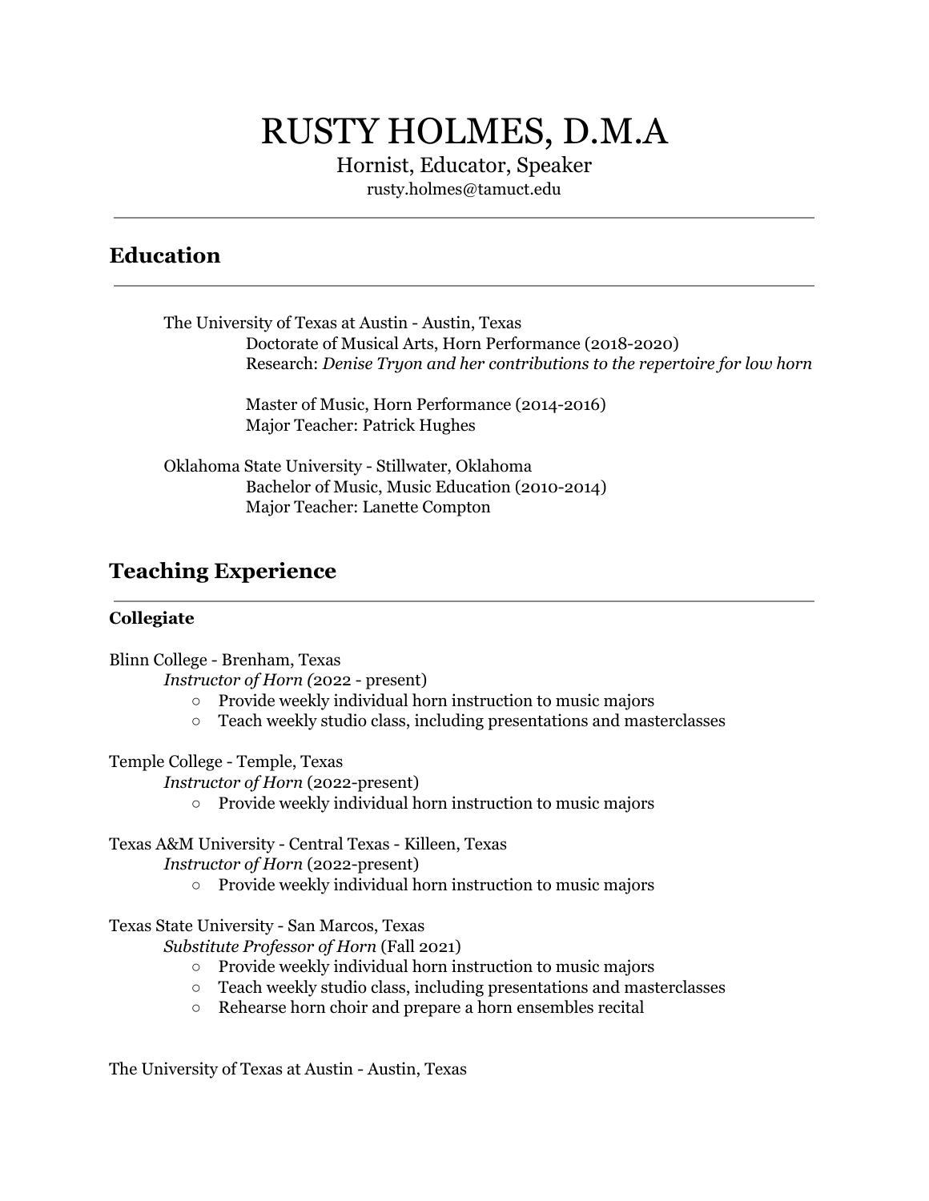# RUSTY HOLMES, D.M.A

Hornist, Educator, Speaker

rusty.holmes@tamuct.edu

## Education

The University of Texas at Austin - Austin, Texas

Doctorate of Musical Arts, Horn Performance (2018-2020)
Research: *Denise Tryon and her contributions to the repertoire for low horn*

Master of Music, Horn Performance (2014-2016)
Major Teacher: Patrick Hughes

Oklahoma State University - Stillwater, Oklahoma

Bachelor of Music, Music Education (2010-2014)
Major Teacher: Lanette Compton

## Teaching Experience

### Collegiate

Blinn College - Brenham, Texas

*Instructor of Horn (*2022 - present)

- Provide weekly individual horn instruction to music majors
- Teach weekly studio class, including presentations and masterclasses

Temple College - Temple, Texas

*Instructor of Horn* (2022-present)

- Provide weekly individual horn instruction to music majors

Texas A&M University - Central Texas - Killeen, Texas

*Instructor of Horn* (2022-present)

- Provide weekly individual horn instruction to music majors

Texas State University - San Marcos, Texas

*Substitute Professor of Horn* (Fall 2021)

- Provide weekly individual horn instruction to music majors
- Teach weekly studio class, including presentations and masterclasses
- Rehearse horn choir and prepare a horn ensembles recital

The University of Texas at Austin - Austin, Texas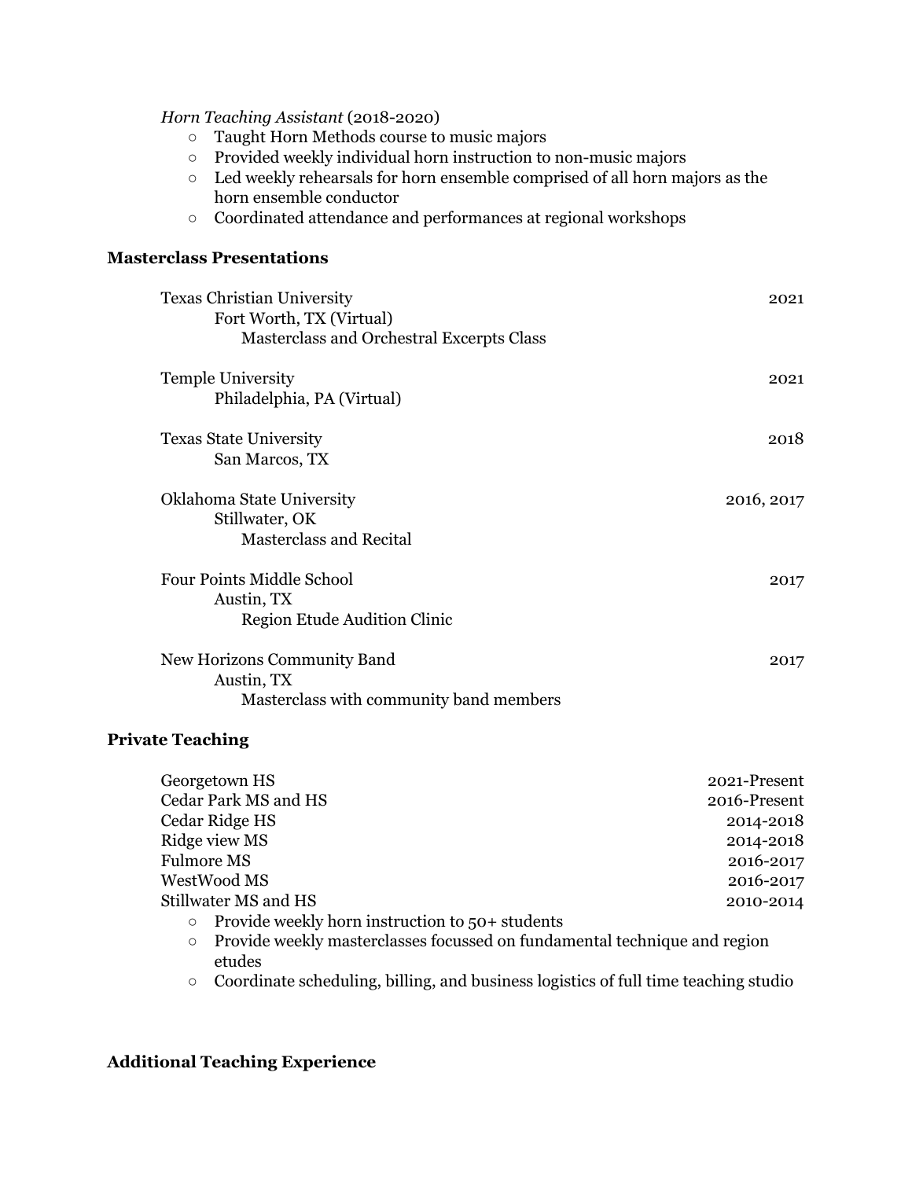*Horn Teaching Assistant* (2018-2020)

- Taught Horn Methods course to music majors
- Provided weekly individual horn instruction to non-music majors
- Led weekly rehearsals for horn ensemble comprised of all horn majors as the horn ensemble conductor
- Coordinated attendance and performances at regional workshops

### Masterclass Presentations

| | |
|---|---|
| Texas Christian University<br>Fort Worth, TX (Virtual)<br>Masterclass and Orchestral Excerpts Class | 2021 |
| Temple University<br>Philadelphia, PA (Virtual) | 2021 |
| Texas State University<br>San Marcos, TX | 2018 |
| Oklahoma State University<br>Stillwater, OK<br>Masterclass and Recital | 2016, 2017 |
| Four Points Middle School<br>Austin, TX<br>Region Etude Audition Clinic | 2017 |
| New Horizons Community Band<br>Austin, TX<br>Masterclass with community band members | 2017 |

### Private Teaching

| | |
|---|---|
| Georgetown HS | 2021-Present |
| Cedar Park MS and HS | 2016-Present |
| Cedar Ridge HS | 2014-2018 |
| Ridge view MS | 2014-2018 |
| Fulmore MS | 2016-2017 |
| WestWood MS | 2016-2017 |
| Stillwater MS and HS | 2010-2014 |

- Provide weekly horn instruction to 50+ students
- Provide weekly masterclasses focussed on fundamental technique and region etudes
- Coordinate scheduling, billing, and business logistics of full time teaching studio

### Additional Teaching Experience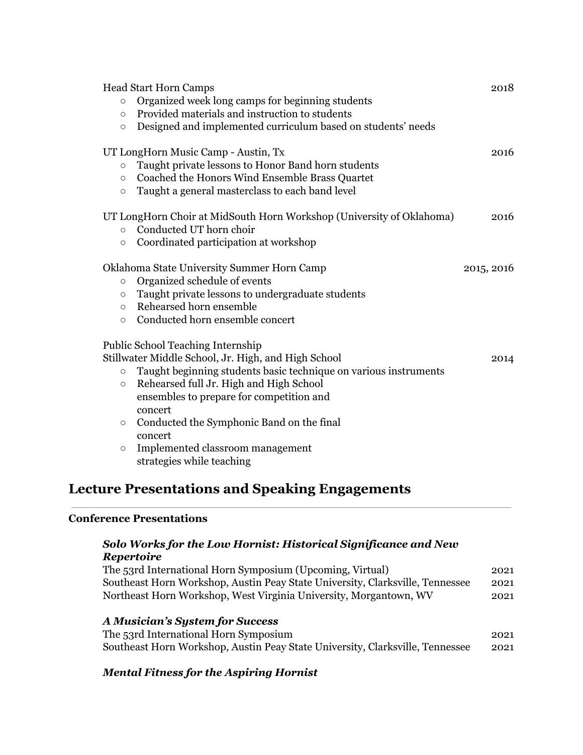Head Start Horn Camps 2018

- Organized week long camps for beginning students
- Provided materials and instruction to students
- Designed and implemented curriculum based on students' needs

UT LongHorn Music Camp - Austin, Tx 2016

- Taught private lessons to Honor Band horn students
- Coached the Honors Wind Ensemble Brass Quartet
- Taught a general masterclass to each band level

UT LongHorn Choir at MidSouth Horn Workshop (University of Oklahoma) 2016

- Conducted UT horn choir
- Coordinated participation at workshop

Oklahoma State University Summer Horn Camp 2015, 2016

- Organized schedule of events
- Taught private lessons to undergraduate students
- Rehearsed horn ensemble
- Conducted horn ensemble concert

Public School Teaching Internship
Stillwater Middle School, Jr. High, and High School 2014

- Taught beginning students basic technique on various instruments
- Rehearsed full Jr. High and High School ensembles to prepare for competition and concert
- Conducted the Symphonic Band on the final concert
- Implemented classroom management strategies while teaching

## Lecture Presentations and Speaking Engagements

### Conference Presentations

***Solo Works for the Low Hornist: Historical Significance and New Repertoire***

The 53rd International Horn Symposium (Upcoming, Virtual) 2021
Southeast Horn Workshop, Austin Peay State University, Clarksville, Tennessee 2021
Northeast Horn Workshop, West Virginia University, Morgantown, WV 2021

***A Musician's System for Success***

The 53rd International Horn Symposium 2021
Southeast Horn Workshop, Austin Peay State University, Clarksville, Tennessee 2021

***Mental Fitness for the Aspiring Hornist***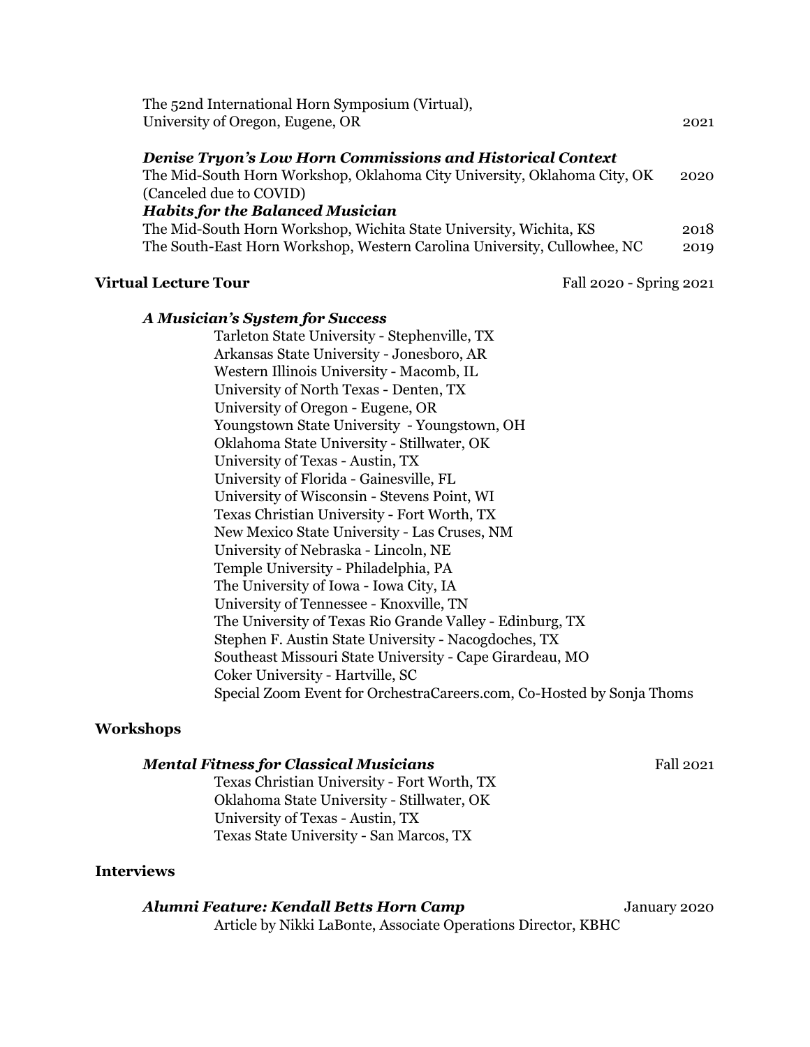The 52nd International Horn Symposium (Virtual),
University of Oregon, Eugene, OR 2021

***Denise Tryon's Low Horn Commissions and Historical Context***

The Mid-South Horn Workshop, Oklahoma City University, Oklahoma City, OK 2020
(Canceled due to COVID)

***Habits for the Balanced Musician***

The Mid-South Horn Workshop, Wichita State University, Wichita, KS 2018
The South-East Horn Workshop, Western Carolina University, Cullowhee, NC 2019

**Virtual Lecture Tour** Fall 2020 - Spring 2021

***A Musician's System for Success***

Tarleton State University - Stephenville, TX
Arkansas State University - Jonesboro, AR
Western Illinois University - Macomb, IL
University of North Texas - Denten, TX
University of Oregon - Eugene, OR
Youngstown State University - Youngstown, OH
Oklahoma State University - Stillwater, OK
University of Texas - Austin, TX
University of Florida - Gainesville, FL
University of Wisconsin - Stevens Point, WI
Texas Christian University - Fort Worth, TX
New Mexico State University - Las Cruses, NM
University of Nebraska - Lincoln, NE
Temple University - Philadelphia, PA
The University of Iowa - Iowa City, IA
University of Tennessee - Knoxville, TN
The University of Texas Rio Grande Valley - Edinburg, TX
Stephen F. Austin State University - Nacogdoches, TX
Southeast Missouri State University - Cape Girardeau, MO
Coker University - Hartville, SC
Special Zoom Event for OrchestraCareers.com, Co-Hosted by Sonja Thoms

**Workshops**

***Mental Fitness for Classical Musicians*** Fall 2021

Texas Christian University - Fort Worth, TX
Oklahoma State University - Stillwater, OK
University of Texas - Austin, TX
Texas State University - San Marcos, TX

**Interviews**

***Alumni Feature: Kendall Betts Horn Camp*** January 2020

Article by Nikki LaBonte, Associate Operations Director, KBHC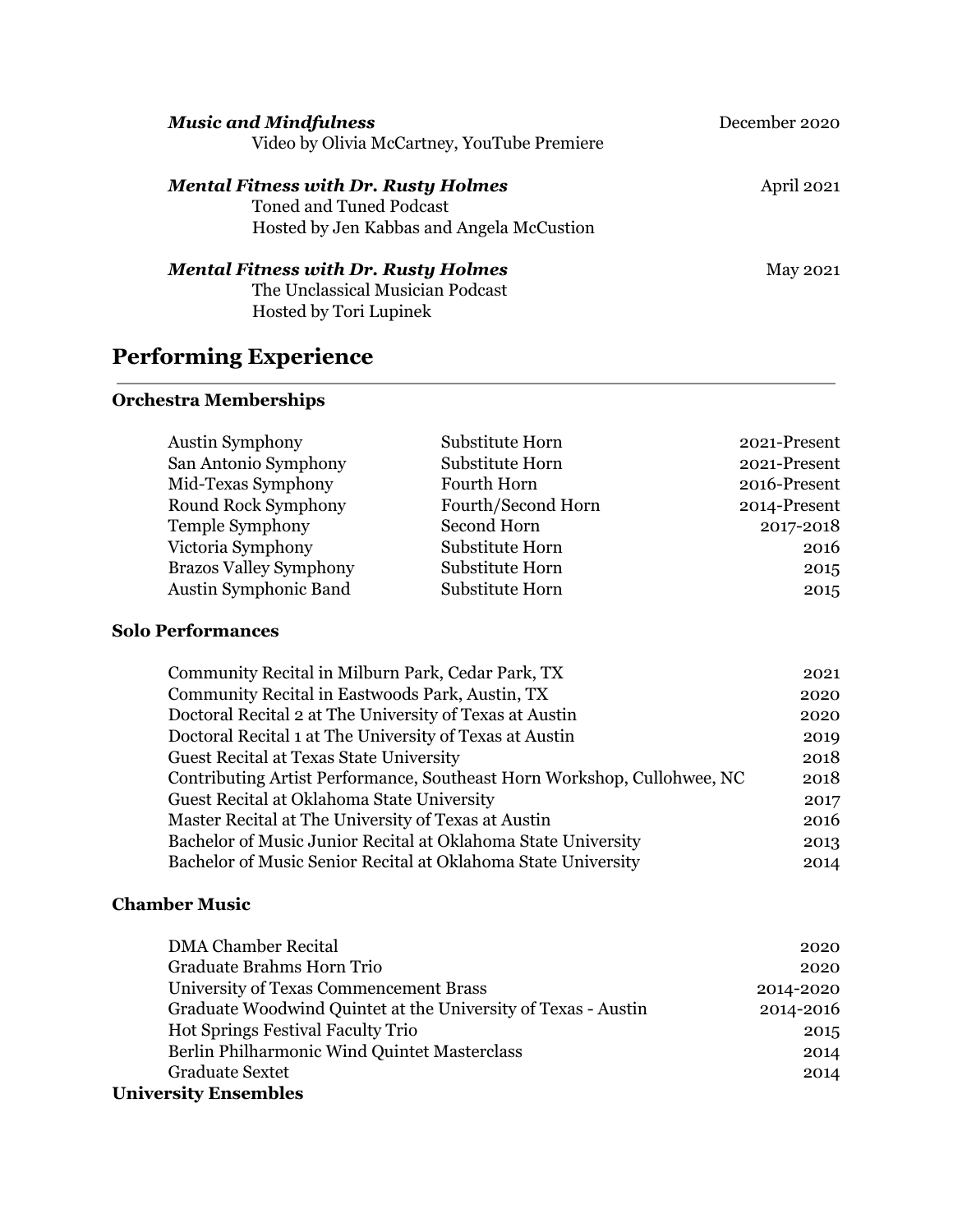***Music and Mindfulness*** — December 2020
Video by Olivia McCartney, YouTube Premiere

***Mental Fitness with Dr. Rusty Holmes*** — April 2021
Toned and Tuned Podcast
Hosted by Jen Kabbas and Angela McCustion

***Mental Fitness with Dr. Rusty Holmes*** — May 2021
The Unclassical Musician Podcast
Hosted by Tori Lupinek

## Performing Experience

### Orchestra Memberships

| Orchestra | Position | Years |
| --- | --- | --- |
| Austin Symphony | Substitute Horn | 2021-Present |
| San Antonio Symphony | Substitute Horn | 2021-Present |
| Mid-Texas Symphony | Fourth Horn | 2016-Present |
| Round Rock Symphony | Fourth/Second Horn | 2014-Present |
| Temple Symphony | Second Horn | 2017-2018 |
| Victoria Symphony | Substitute Horn | 2016 |
| Brazos Valley Symphony | Substitute Horn | 2015 |
| Austin Symphonic Band | Substitute Horn | 2015 |

### Solo Performances

| Performance | Year |
| --- | --- |
| Community Recital in Milburn Park, Cedar Park, TX | 2021 |
| Community Recital in Eastwoods Park, Austin, TX | 2020 |
| Doctoral Recital 2 at The University of Texas at Austin | 2020 |
| Doctoral Recital 1 at The University of Texas at Austin | 2019 |
| Guest Recital at Texas State University | 2018 |
| Contributing Artist Performance, Southeast Horn Workshop, Cullohwee, NC | 2018 |
| Guest Recital at Oklahoma State University | 2017 |
| Master Recital at The University of Texas at Austin | 2016 |
| Bachelor of Music Junior Recital at Oklahoma State University | 2013 |
| Bachelor of Music Senior Recital at Oklahoma State University | 2014 |

### Chamber Music

| Ensemble | Years |
| --- | --- |
| DMA Chamber Recital | 2020 |
| Graduate Brahms Horn Trio | 2020 |
| University of Texas Commencement Brass | 2014-2020 |
| Graduate Woodwind Quintet at the University of Texas - Austin | 2014-2016 |
| Hot Springs Festival Faculty Trio | 2015 |
| Berlin Philharmonic Wind Quintet Masterclass | 2014 |
| Graduate Sextet | 2014 |

### University Ensembles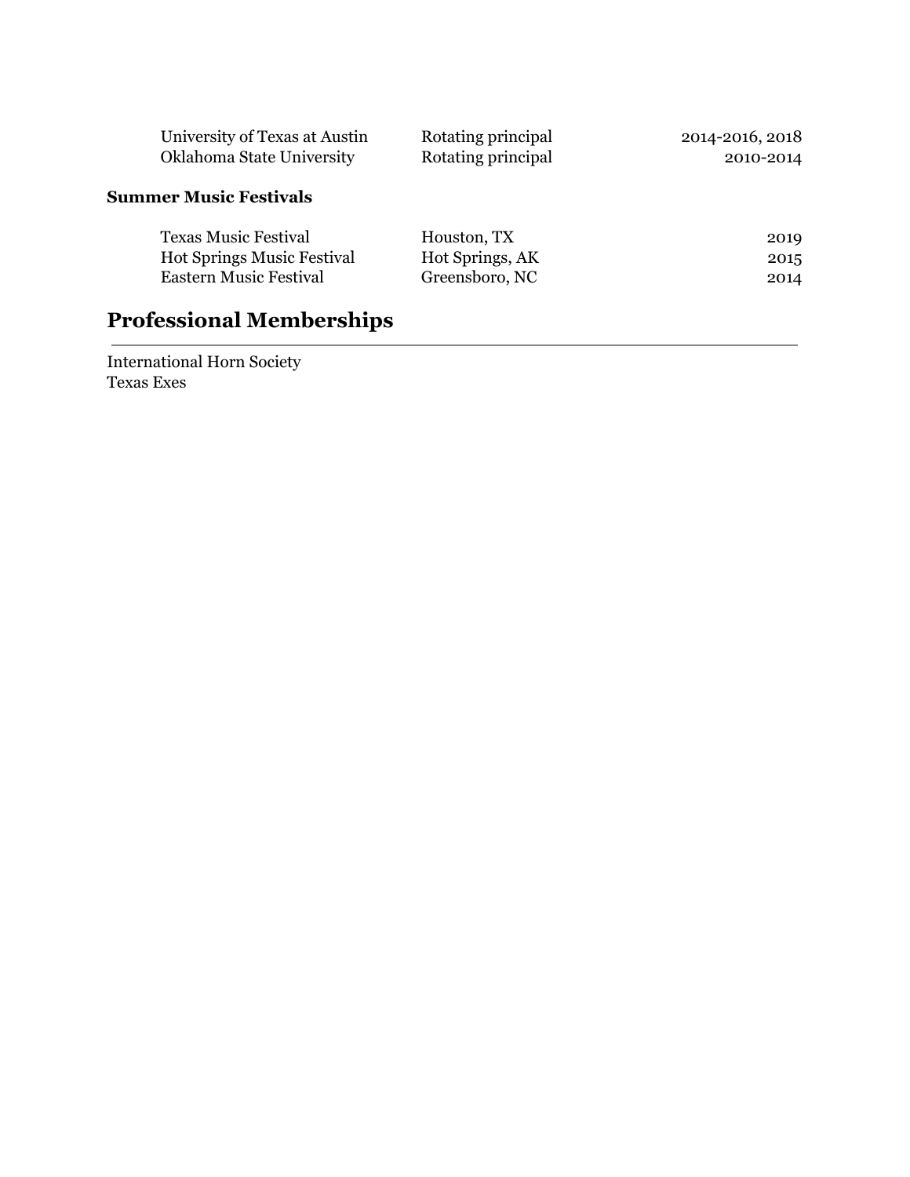| | | |
|---|---|---|
| University of Texas at Austin | Rotating principal | 2014-2016, 2018 |
| Oklahoma State University | Rotating principal | 2010-2014 |

**Summer Music Festivals**

| | | |
|---|---|---|
| Texas Music Festival | Houston, TX | 2019 |
| Hot Springs Music Festival | Hot Springs, AK | 2015 |
| Eastern Music Festival | Greensboro, NC | 2014 |

## Professional Memberships

International Horn Society
Texas Exes